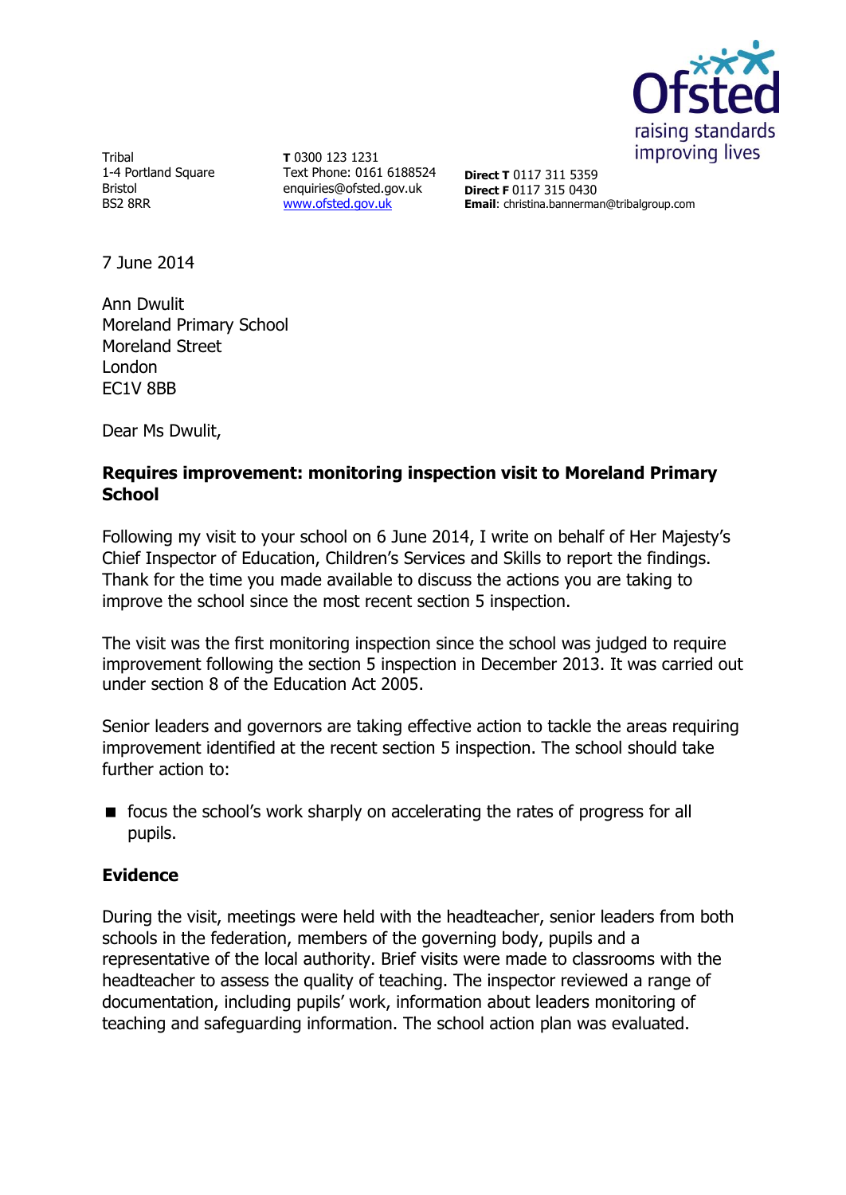Tribal
1-4 Portland Square
Bristol
BS2 8RR

**T** 0300 123 1231
Text Phone: 0161 6188524
enquiries@ofsted.gov.uk
www.ofsted.gov.uk

**Direct T** 0117 311 5359
**Direct F** 0117 315 0430
**Email**: christina.bannerman@tribalgroup.com

7 June 2014

Ann Dwulit
Moreland Primary School
Moreland Street
London
EC1V 8BB

Dear Ms Dwulit,

**Requires improvement: monitoring inspection visit to Moreland Primary School**

Following my visit to your school on 6 June 2014, I write on behalf of Her Majesty's Chief Inspector of Education, Children's Services and Skills to report the findings. Thank for the time you made available to discuss the actions you are taking to improve the school since the most recent section 5 inspection.

The visit was the first monitoring inspection since the school was judged to require improvement following the section 5 inspection in December 2013. It was carried out under section 8 of the Education Act 2005.

Senior leaders and governors are taking effective action to tackle the areas requiring improvement identified at the recent section 5 inspection. The school should take further action to:

- focus the school's work sharply on accelerating the rates of progress for all pupils.

## Evidence

During the visit, meetings were held with the headteacher, senior leaders from both schools in the federation, members of the governing body, pupils and a representative of the local authority. Brief visits were made to classrooms with the headteacher to assess the quality of teaching. The inspector reviewed a range of documentation, including pupils' work, information about leaders monitoring of teaching and safeguarding information. The school action plan was evaluated.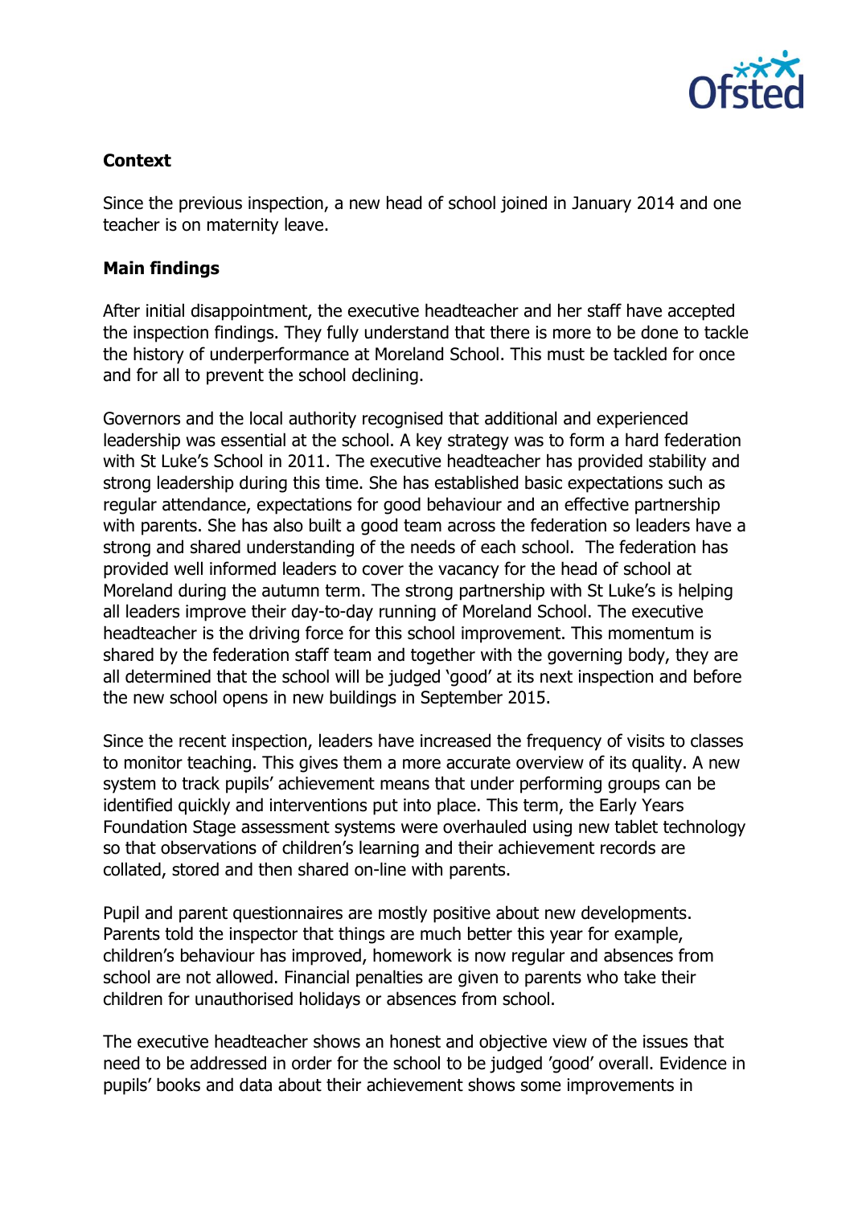**Context**

Since the previous inspection, a new head of school joined in January 2014 and one teacher is on maternity leave.

**Main findings**

After initial disappointment, the executive headteacher and her staff have accepted the inspection findings. They fully understand that there is more to be done to tackle the history of underperformance at Moreland School. This must be tackled for once and for all to prevent the school declining.

Governors and the local authority recognised that additional and experienced leadership was essential at the school. A key strategy was to form a hard federation with St Luke's School in 2011. The executive headteacher has provided stability and strong leadership during this time. She has established basic expectations such as regular attendance, expectations for good behaviour and an effective partnership with parents. She has also built a good team across the federation so leaders have a strong and shared understanding of the needs of each school. The federation has provided well informed leaders to cover the vacancy for the head of school at Moreland during the autumn term. The strong partnership with St Luke's is helping all leaders improve their day-to-day running of Moreland School. The executive headteacher is the driving force for this school improvement. This momentum is shared by the federation staff team and together with the governing body, they are all determined that the school will be judged 'good' at its next inspection and before the new school opens in new buildings in September 2015.

Since the recent inspection, leaders have increased the frequency of visits to classes to monitor teaching. This gives them a more accurate overview of its quality. A new system to track pupils' achievement means that under performing groups can be identified quickly and interventions put into place. This term, the Early Years Foundation Stage assessment systems were overhauled using new tablet technology so that observations of children's learning and their achievement records are collated, stored and then shared on-line with parents.

Pupil and parent questionnaires are mostly positive about new developments. Parents told the inspector that things are much better this year for example, children's behaviour has improved, homework is now regular and absences from school are not allowed. Financial penalties are given to parents who take their children for unauthorised holidays or absences from school.

The executive headteacher shows an honest and objective view of the issues that need to be addressed in order for the school to be judged 'good' overall. Evidence in pupils' books and data about their achievement shows some improvements in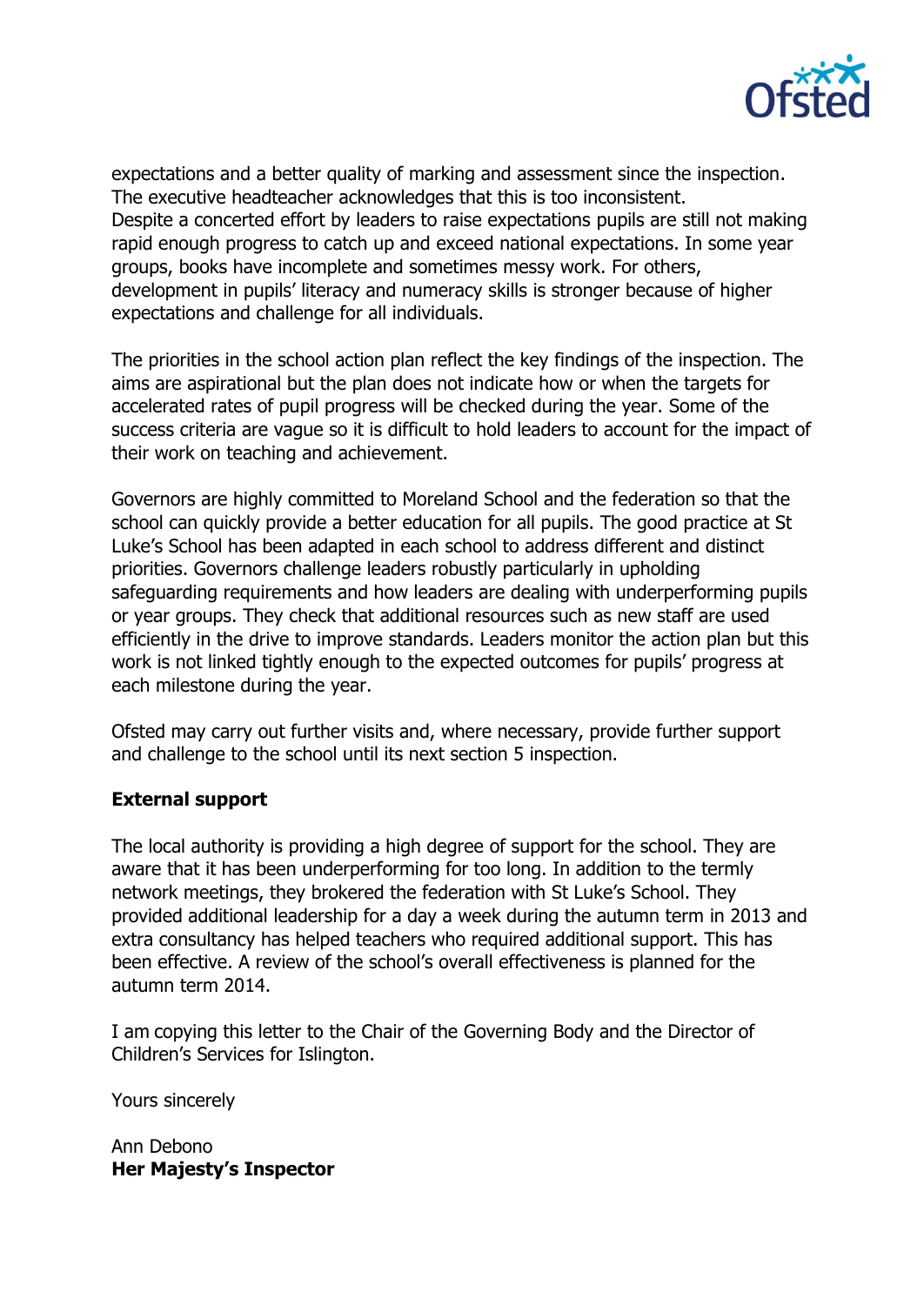expectations and a better quality of marking and assessment since the inspection. The executive headteacher acknowledges that this is too inconsistent. Despite a concerted effort by leaders to raise expectations pupils are still not making rapid enough progress to catch up and exceed national expectations. In some year groups, books have incomplete and sometimes messy work. For others, development in pupils' literacy and numeracy skills is stronger because of higher expectations and challenge for all individuals.

The priorities in the school action plan reflect the key findings of the inspection. The aims are aspirational but the plan does not indicate how or when the targets for accelerated rates of pupil progress will be checked during the year. Some of the success criteria are vague so it is difficult to hold leaders to account for the impact of their work on teaching and achievement.

Governors are highly committed to Moreland School and the federation so that the school can quickly provide a better education for all pupils. The good practice at St Luke's School has been adapted in each school to address different and distinct priorities. Governors challenge leaders robustly particularly in upholding safeguarding requirements and how leaders are dealing with underperforming pupils or year groups. They check that additional resources such as new staff are used efficiently in the drive to improve standards. Leaders monitor the action plan but this work is not linked tightly enough to the expected outcomes for pupils' progress at each milestone during the year.

Ofsted may carry out further visits and, where necessary, provide further support and challenge to the school until its next section 5 inspection.

**External support**

The local authority is providing a high degree of support for the school. They are aware that it has been underperforming for too long. In addition to the termly network meetings, they brokered the federation with St Luke's School. They provided additional leadership for a day a week during the autumn term in 2013 and extra consultancy has helped teachers who required additional support. This has been effective. A review of the school's overall effectiveness is planned for the autumn term 2014.

I am copying this letter to the Chair of the Governing Body and the Director of Children's Services for Islington.

Yours sincerely

Ann Debono
**Her Majesty's Inspector**